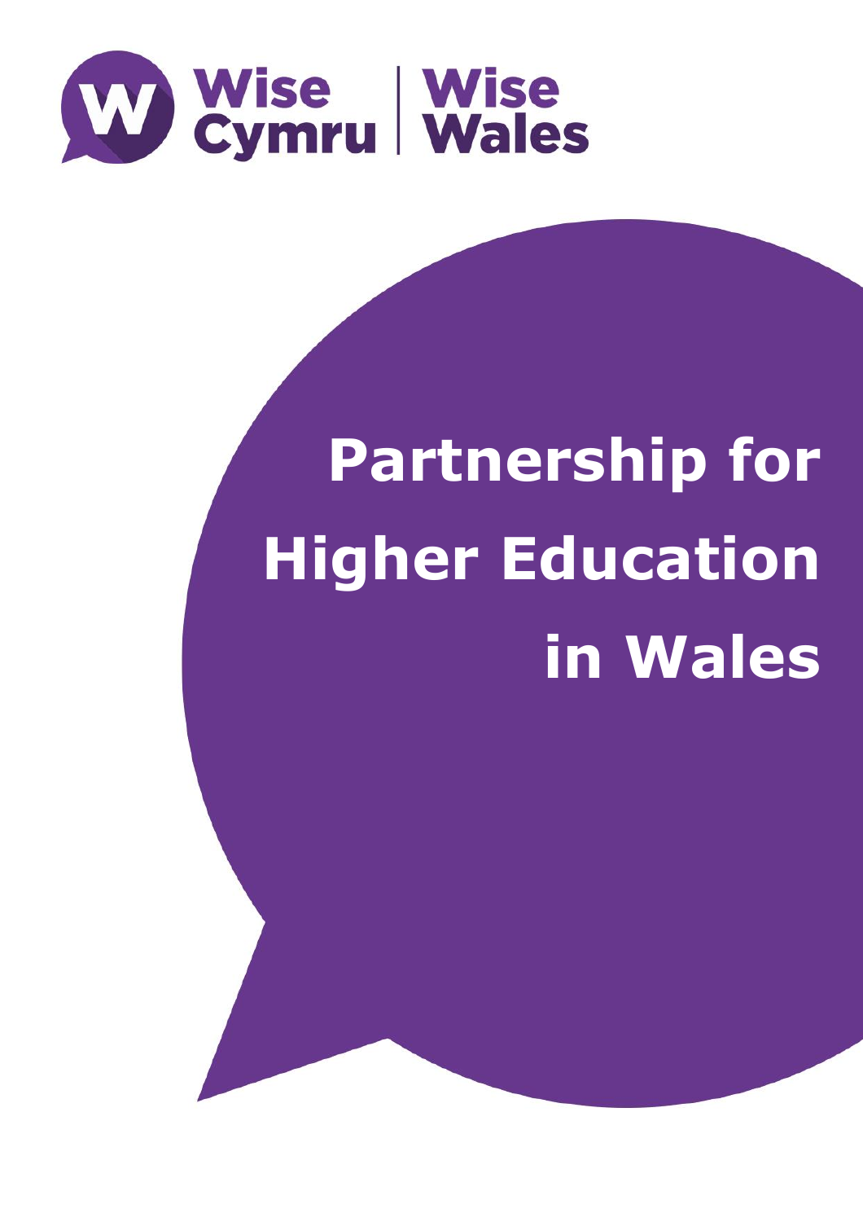Wise Cymru | Wise Wales

# Partnership for Higher Education in Wales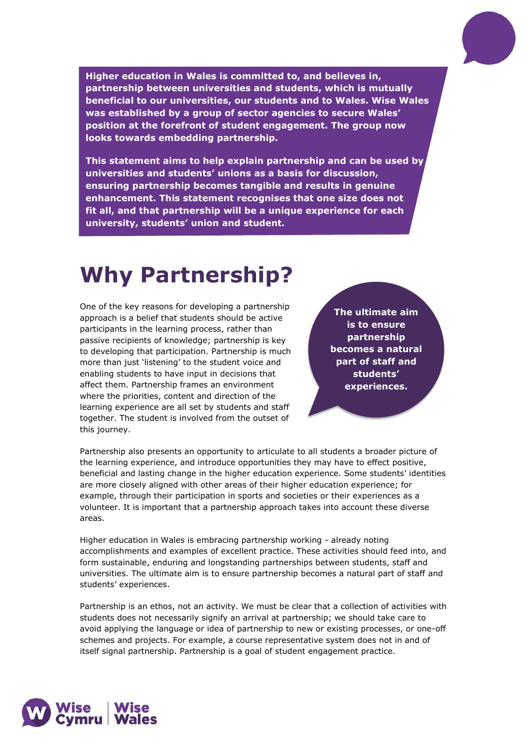**Higher education in Wales is committed to, and believes in, partnership between universities and students, which is mutually beneficial to our universities, our students and to Wales. Wise Wales was established by a group of sector agencies to secure Wales' position at the forefront of student engagement. The group now looks towards embedding partnership.**

**This statement aims to help explain partnership and can be used by universities and students' unions as a basis for discussion, ensuring partnership becomes tangible and results in genuine enhancement. This statement recognises that one size does not fit all, and that partnership will be a unique experience for each university, students' union and student.**

# Why Partnership?

One of the key reasons for developing a partnership approach is a belief that students should be active participants in the learning process, rather than passive recipients of knowledge; partnership is key to developing that participation. Partnership is much more than just 'listening' to the student voice and enabling students to have input in decisions that affect them. Partnership frames an environment where the priorities, content and direction of the learning experience are all set by students and staff together. The student is involved from the outset of this journey.

**The ultimate aim is to ensure partnership becomes a natural part of staff and students' experiences.**

Partnership also presents an opportunity to articulate to all students a broader picture of the learning experience, and introduce opportunities they may have to effect positive, beneficial and lasting change in the higher education experience. Some students' identities are more closely aligned with other areas of their higher education experience; for example, through their participation in sports and societies or their experiences as a volunteer. It is important that a partnership approach takes into account these diverse areas.

Higher education in Wales is embracing partnership working - already noting accomplishments and examples of excellent practice. These activities should feed into, and form sustainable, enduring and longstanding partnerships between students, staff and universities. The ultimate aim is to ensure partnership becomes a natural part of staff and students' experiences.

Partnership is an ethos, not an activity. We must be clear that a collection of activities with students does not necessarily signify an arrival at partnership; we should take care to avoid applying the language or idea of partnership to new or existing processes, or one-off schemes and projects. For example, a course representative system does not in and of itself signal partnership. Partnership is a goal of student engagement practice.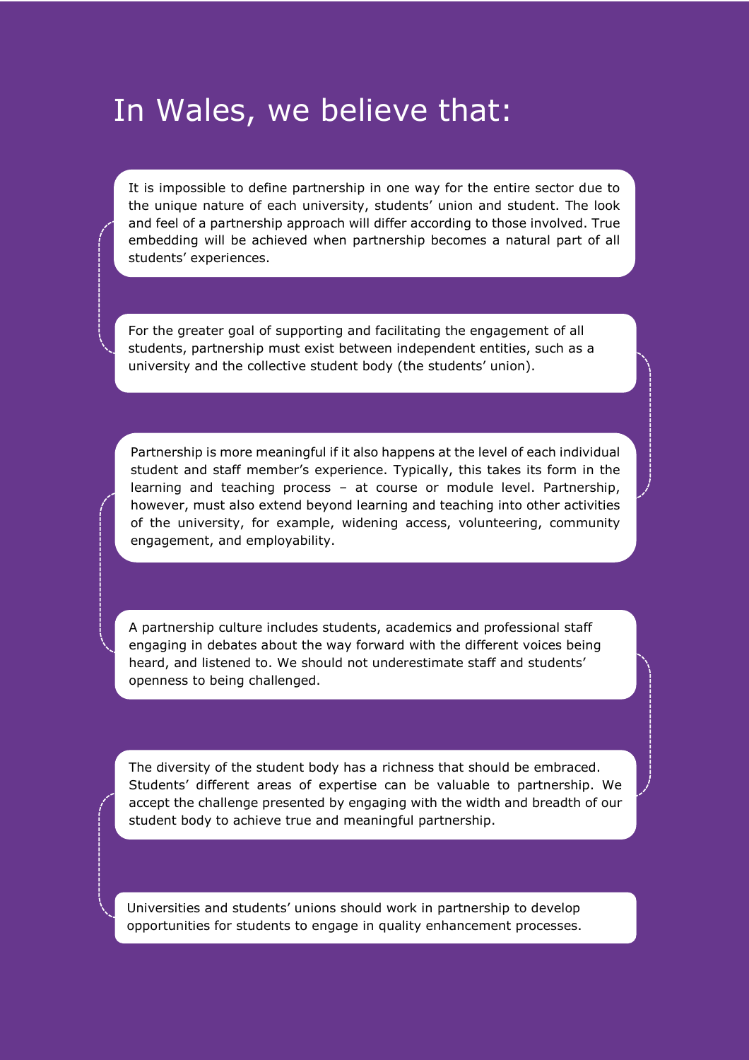# In Wales, we believe that:

It is impossible to define partnership in one way for the entire sector due to the unique nature of each university, students' union and student. The look and feel of a partnership approach will differ according to those involved. True embedding will be achieved when partnership becomes a natural part of all students' experiences.

For the greater goal of supporting and facilitating the engagement of all students, partnership must exist between independent entities, such as a university and the collective student body (the students' union).

Partnership is more meaningful if it also happens at the level of each individual student and staff member's experience. Typically, this takes its form in the learning and teaching process – at course or module level. Partnership, however, must also extend beyond learning and teaching into other activities of the university, for example, widening access, volunteering, community engagement, and employability.

A partnership culture includes students, academics and professional staff engaging in debates about the way forward with the different voices being heard, and listened to. We should not underestimate staff and students' openness to being challenged.

The diversity of the student body has a richness that should be embraced. Students' different areas of expertise can be valuable to partnership. We accept the challenge presented by engaging with the width and breadth of our student body to achieve true and meaningful partnership.

Universities and students' unions should work in partnership to develop opportunities for students to engage in quality enhancement processes.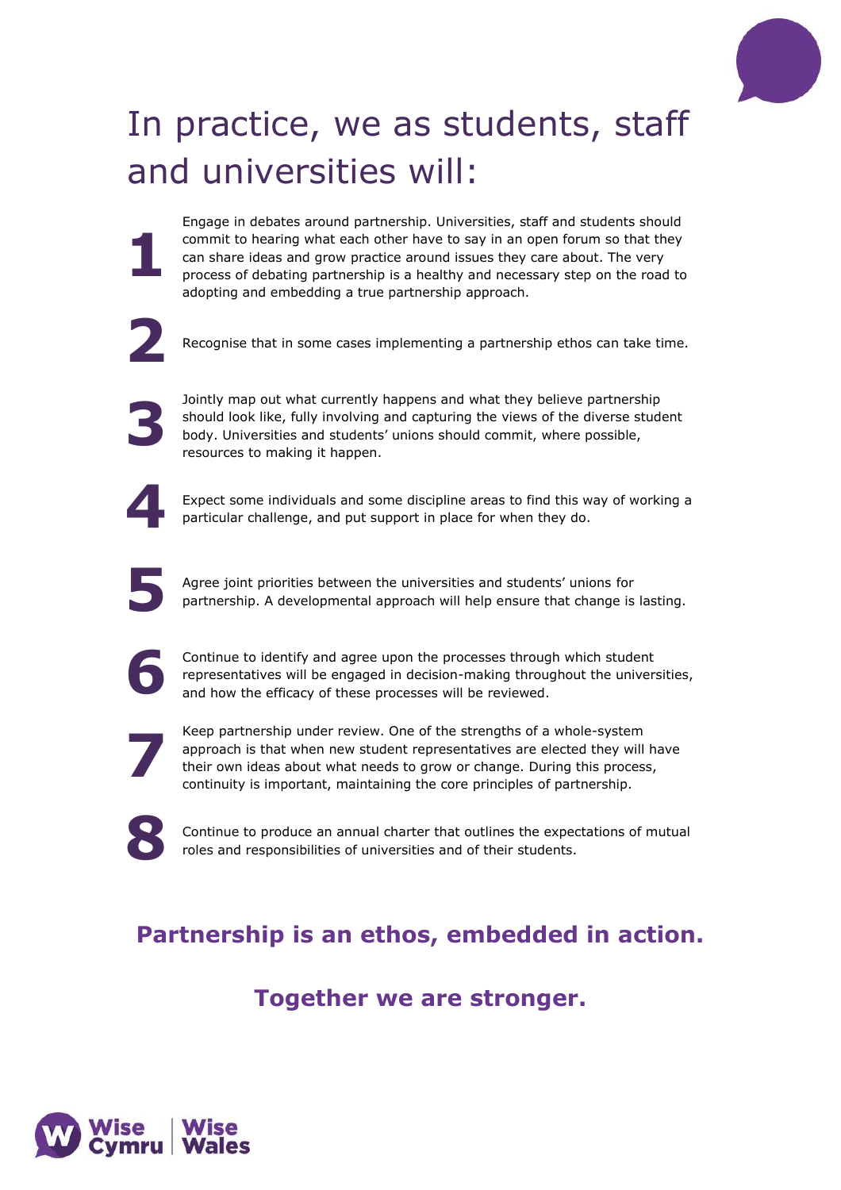# In practice, we as students, staff and universities will:

1. Engage in debates around partnership. Universities, staff and students should commit to hearing what each other have to say in an open forum so that they can share ideas and grow practice around issues they care about. The very process of debating partnership is a healthy and necessary step on the road to adopting and embedding a true partnership approach.

2. Recognise that in some cases implementing a partnership ethos can take time.

3. Jointly map out what currently happens and what they believe partnership should look like, fully involving and capturing the views of the diverse student body. Universities and students' unions should commit, where possible, resources to making it happen.

4. Expect some individuals and some discipline areas to find this way of working a particular challenge, and put support in place for when they do.

5. Agree joint priorities between the universities and students' unions for partnership. A developmental approach will help ensure that change is lasting.

6. Continue to identify and agree upon the processes through which student representatives will be engaged in decision-making throughout the universities, and how the efficacy of these processes will be reviewed.

7. Keep partnership under review. One of the strengths of a whole-system approach is that when new student representatives are elected they will have their own ideas about what needs to grow or change. During this process, continuity is important, maintaining the core principles of partnership.

8. Continue to produce an annual charter that outlines the expectations of mutual roles and responsibilities of universities and of their students.

**Partnership is an ethos, embedded in action.**

**Together we are stronger.**

Wise Cymru | Wise Wales